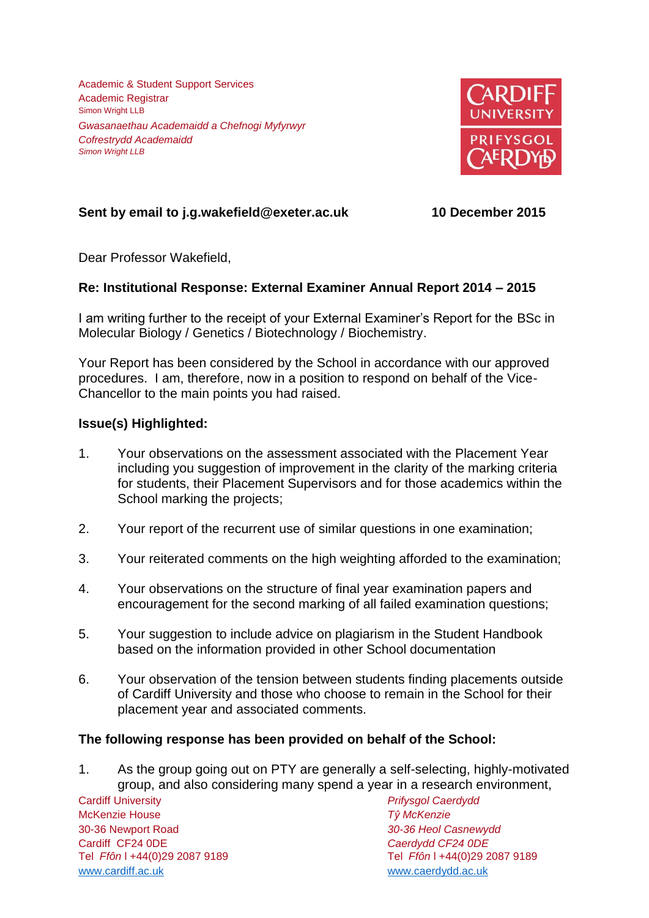Academic & Student Support Services
Academic Registrar
Simon Wright LLB

*Gwasanaethau Academaidd a Chefnogi Myfyrwyr*
*Cofrestrydd Academaidd*
*Simon Wright LLB*

CARDIFF UNIVERSITY
PRIFYSGOL CAERDYDD

**Sent by email to j.g.wakefield@exeter.ac.uk** **10 December 2015**

Dear Professor Wakefield,

**Re: Institutional Response: External Examiner Annual Report 2014 – 2015**

I am writing further to the receipt of your External Examiner's Report for the BSc in Molecular Biology / Genetics / Biotechnology / Biochemistry.

Your Report has been considered by the School in accordance with our approved procedures. I am, therefore, now in a position to respond on behalf of the Vice-Chancellor to the main points you had raised.

**Issue(s) Highlighted:**

1. Your observations on the assessment associated with the Placement Year including you suggestion of improvement in the clarity of the marking criteria for students, their Placement Supervisors and for those academics within the School marking the projects;

2. Your report of the recurrent use of similar questions in one examination;

3. Your reiterated comments on the high weighting afforded to the examination;

4. Your observations on the structure of final year examination papers and encouragement for the second marking of all failed examination questions;

5. Your suggestion to include advice on plagiarism in the Student Handbook based on the information provided in other School documentation

6. Your observation of the tension between students finding placements outside of Cardiff University and those who choose to remain in the School for their placement year and associated comments.

**The following response has been provided on behalf of the School:**

1. As the group going out on PTY are generally a self-selecting, highly-motivated group, and also considering many spend a year in a research environment,

Cardiff University
McKenzie House
30-36 Newport Road
Cardiff CF24 0DE
Tel *Ffôn* l +44(0)29 2087 9189
www.cardiff.ac.uk

*Prifysgol Caerdydd*
*Tŷ McKenzie*
*30-36 Heol Casnewydd*
*Caerdydd CF24 0DE*
Tel *Ffôn* l +44(0)29 2087 9189
www.caerdydd.ac.uk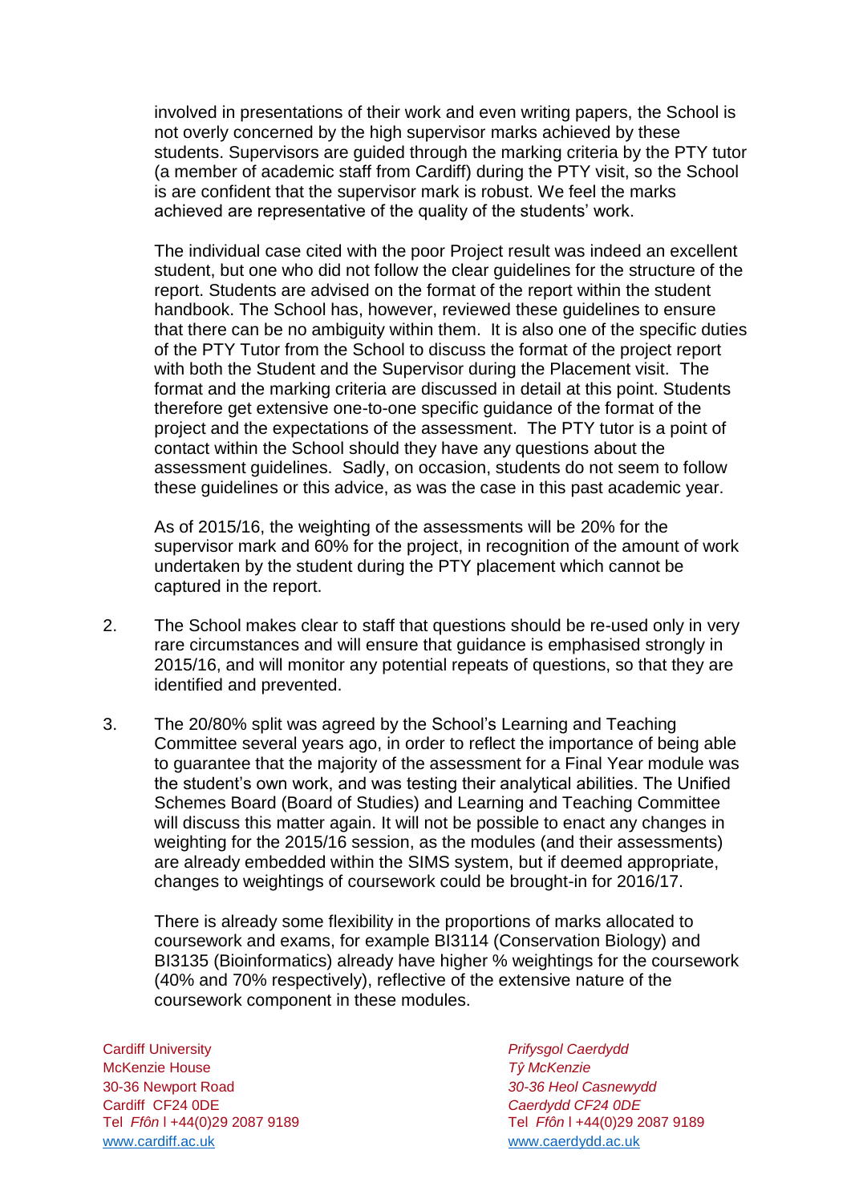involved in presentations of their work and even writing papers, the School is not overly concerned by the high supervisor marks achieved by these students. Supervisors are guided through the marking criteria by the PTY tutor (a member of academic staff from Cardiff) during the PTY visit, so the School is are confident that the supervisor mark is robust. We feel the marks achieved are representative of the quality of the students' work.

The individual case cited with the poor Project result was indeed an excellent student, but one who did not follow the clear guidelines for the structure of the report. Students are advised on the format of the report within the student handbook. The School has, however, reviewed these guidelines to ensure that there can be no ambiguity within them. It is also one of the specific duties of the PTY Tutor from the School to discuss the format of the project report with both the Student and the Supervisor during the Placement visit. The format and the marking criteria are discussed in detail at this point. Students therefore get extensive one-to-one specific guidance of the format of the project and the expectations of the assessment. The PTY tutor is a point of contact within the School should they have any questions about the assessment guidelines. Sadly, on occasion, students do not seem to follow these guidelines or this advice, as was the case in this past academic year.

As of 2015/16, the weighting of the assessments will be 20% for the supervisor mark and 60% for the project, in recognition of the amount of work undertaken by the student during the PTY placement which cannot be captured in the report.

2. The School makes clear to staff that questions should be re-used only in very rare circumstances and will ensure that guidance is emphasised strongly in 2015/16, and will monitor any potential repeats of questions, so that they are identified and prevented.

3. The 20/80% split was agreed by the School's Learning and Teaching Committee several years ago, in order to reflect the importance of being able to guarantee that the majority of the assessment for a Final Year module was the student's own work, and was testing their analytical abilities. The Unified Schemes Board (Board of Studies) and Learning and Teaching Committee will discuss this matter again. It will not be possible to enact any changes in weighting for the 2015/16 session, as the modules (and their assessments) are already embedded within the SIMS system, but if deemed appropriate, changes to weightings of coursework could be brought-in for 2016/17.

   There is already some flexibility in the proportions of marks allocated to coursework and exams, for example BI3114 (Conservation Biology) and BI3135 (Bioinformatics) already have higher % weightings for the coursework (40% and 70% respectively), reflective of the extensive nature of the coursework component in these modules.

Cardiff University
McKenzie House
30-36 Newport Road
Cardiff CF24 0DE
Tel *Ffôn* l +44(0)29 2087 9189
www.cardiff.ac.uk

*Prifysgol Caerdydd*
*Tŷ McKenzie*
*30-36 Heol Casnewydd*
*Caerdydd CF24 0DE*
Tel *Ffôn* l +44(0)29 2087 9189
www.caerdydd.ac.uk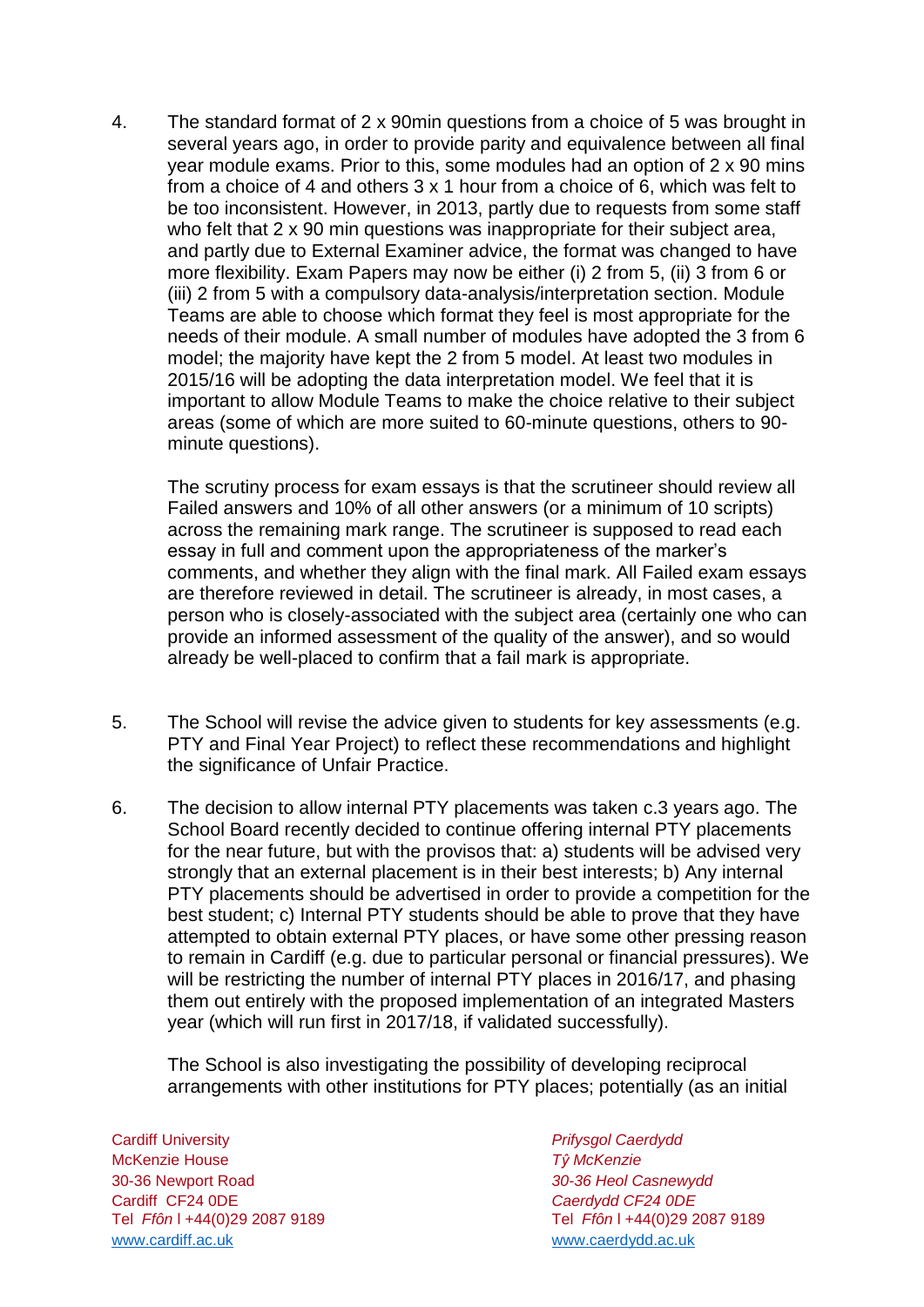4. The standard format of 2 x 90min questions from a choice of 5 was brought in several years ago, in order to provide parity and equivalence between all final year module exams. Prior to this, some modules had an option of 2 x 90 mins from a choice of 4 and others 3 x 1 hour from a choice of 6, which was felt to be too inconsistent. However, in 2013, partly due to requests from some staff who felt that 2 x 90 min questions was inappropriate for their subject area, and partly due to External Examiner advice, the format was changed to have more flexibility. Exam Papers may now be either (i) 2 from 5, (ii) 3 from 6 or (iii) 2 from 5 with a compulsory data-analysis/interpretation section. Module Teams are able to choose which format they feel is most appropriate for the needs of their module. A small number of modules have adopted the 3 from 6 model; the majority have kept the 2 from 5 model. At least two modules in 2015/16 will be adopting the data interpretation model. We feel that it is important to allow Module Teams to make the choice relative to their subject areas (some of which are more suited to 60-minute questions, others to 90-minute questions).

   The scrutiny process for exam essays is that the scrutineer should review all Failed answers and 10% of all other answers (or a minimum of 10 scripts) across the remaining mark range. The scrutineer is supposed to read each essay in full and comment upon the appropriateness of the marker's comments, and whether they align with the final mark. All Failed exam essays are therefore reviewed in detail. The scrutineer is already, in most cases, a person who is closely-associated with the subject area (certainly one who can provide an informed assessment of the quality of the answer), and so would already be well-placed to confirm that a fail mark is appropriate.

5. The School will revise the advice given to students for key assessments (e.g. PTY and Final Year Project) to reflect these recommendations and highlight the significance of Unfair Practice.

6. The decision to allow internal PTY placements was taken c.3 years ago. The School Board recently decided to continue offering internal PTY placements for the near future, but with the provisos that: a) students will be advised very strongly that an external placement is in their best interests; b) Any internal PTY placements should be advertised in order to provide a competition for the best student; c) Internal PTY students should be able to prove that they have attempted to obtain external PTY places, or have some other pressing reason to remain in Cardiff (e.g. due to particular personal or financial pressures). We will be restricting the number of internal PTY places in 2016/17, and phasing them out entirely with the proposed implementation of an integrated Masters year (which will run first in 2017/18, if validated successfully).

   The School is also investigating the possibility of developing reciprocal arrangements with other institutions for PTY places; potentially (as an initial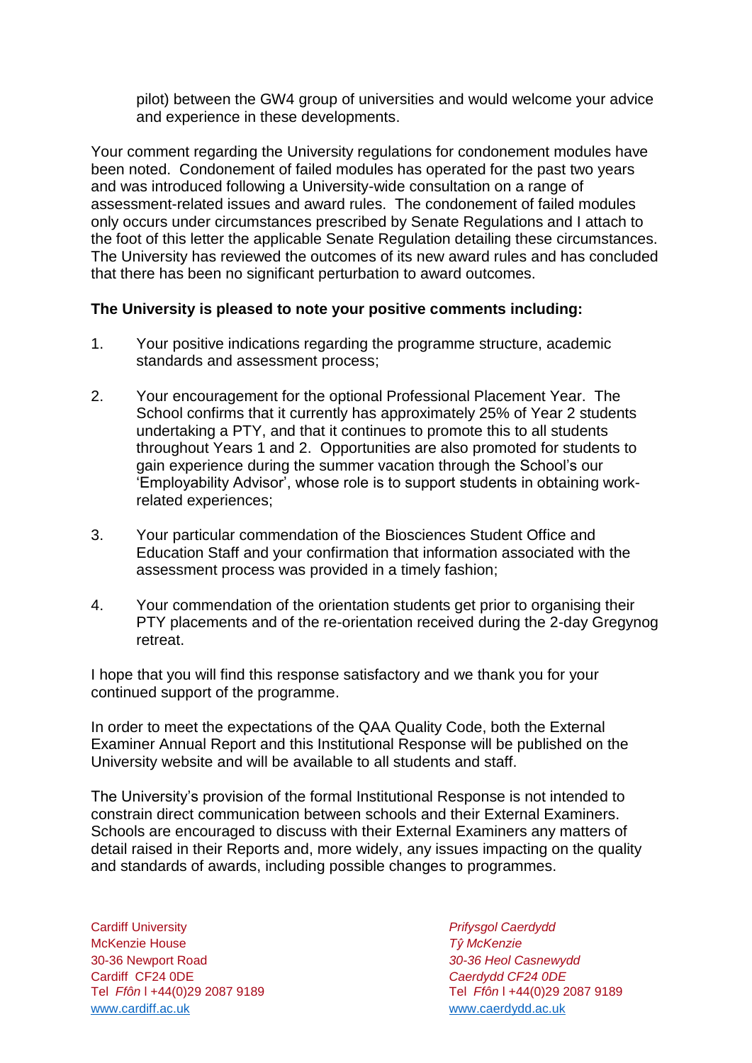pilot) between the GW4 group of universities and would welcome your advice and experience in these developments.

Your comment regarding the University regulations for condonement modules have been noted. Condonement of failed modules has operated for the past two years and was introduced following a University-wide consultation on a range of assessment-related issues and award rules. The condonement of failed modules only occurs under circumstances prescribed by Senate Regulations and I attach to the foot of this letter the applicable Senate Regulation detailing these circumstances. The University has reviewed the outcomes of its new award rules and has concluded that there has been no significant perturbation to award outcomes.

**The University is pleased to note your positive comments including:**

1. Your positive indications regarding the programme structure, academic standards and assessment process;

2. Your encouragement for the optional Professional Placement Year. The School confirms that it currently has approximately 25% of Year 2 students undertaking a PTY, and that it continues to promote this to all students throughout Years 1 and 2. Opportunities are also promoted for students to gain experience during the summer vacation through the School's our 'Employability Advisor', whose role is to support students in obtaining work-related experiences;

3. Your particular commendation of the Biosciences Student Office and Education Staff and your confirmation that information associated with the assessment process was provided in a timely fashion;

4. Your commendation of the orientation students get prior to organising their PTY placements and of the re-orientation received during the 2-day Gregynog retreat.

I hope that you will find this response satisfactory and we thank you for your continued support of the programme.

In order to meet the expectations of the QAA Quality Code, both the External Examiner Annual Report and this Institutional Response will be published on the University website and will be available to all students and staff.

The University's provision of the formal Institutional Response is not intended to constrain direct communication between schools and their External Examiners. Schools are encouraged to discuss with their External Examiners any matters of detail raised in their Reports and, more widely, any issues impacting on the quality and standards of awards, including possible changes to programmes.

Cardiff University
McKenzie House
30-36 Newport Road
Cardiff CF24 0DE
Tel *Ffôn* l +44(0)29 2087 9189
www.cardiff.ac.uk

*Prifysgol Caerdydd*
*Tŷ McKenzie*
*30-36 Heol Casnewydd*
*Caerdydd CF24 0DE*
Tel *Ffôn* l +44(0)29 2087 9189
www.caerdydd.ac.uk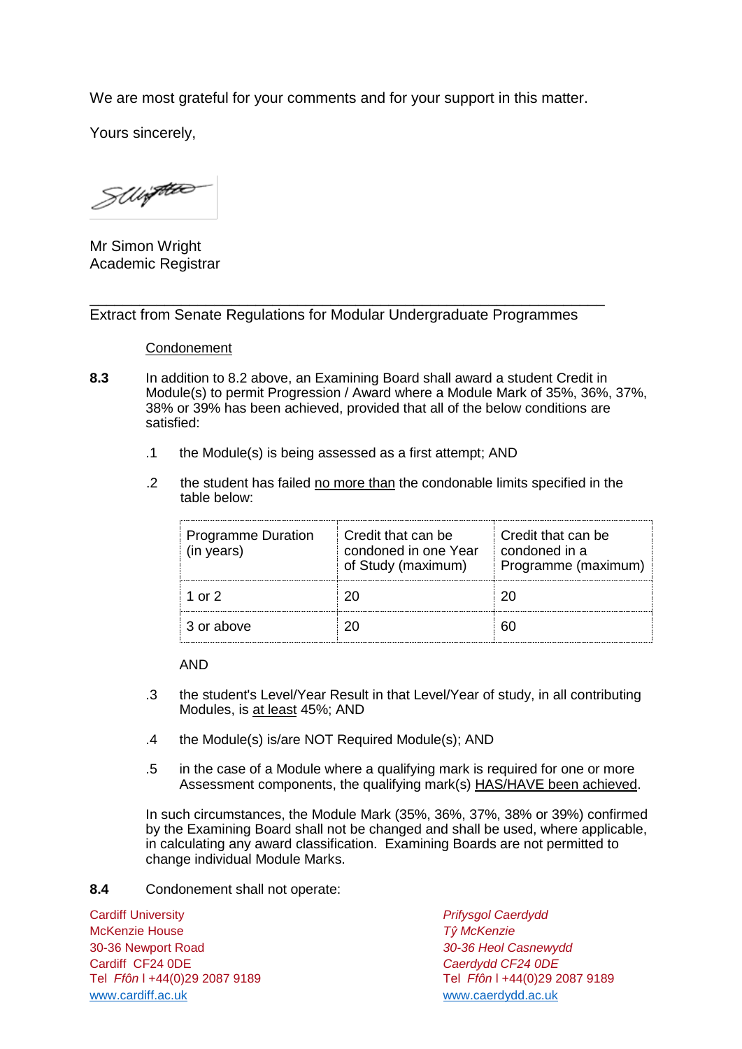We are most grateful for your comments and for your support in this matter.

Yours sincerely,

Mr Simon Wright
Academic Registrar

---

Extract from Senate Regulations for Modular Undergraduate Programmes

Condonement

**8.3** In addition to 8.2 above, an Examining Board shall award a student Credit in Module(s) to permit Progression / Award where a Module Mark of 35%, 36%, 37%, 38% or 39% has been achieved, provided that all of the below conditions are satisfied:

.1 the Module(s) is being assessed as a first attempt; AND

.2 the student has failed no more than the condonable limits specified in the table below:

| Programme Duration (in years) | Credit that can be condoned in one Year of Study (maximum) | Credit that can be condoned in a Programme (maximum) |
|---|---|---|
| 1 or 2 | 20 | 20 |
| 3 or above | 20 | 60 |

AND

.3 the student's Level/Year Result in that Level/Year of study, in all contributing Modules, is at least 45%; AND

.4 the Module(s) is/are NOT Required Module(s); AND

.5 in the case of a Module where a qualifying mark is required for one or more Assessment components, the qualifying mark(s) HAS/HAVE been achieved.

In such circumstances, the Module Mark (35%, 36%, 37%, 38% or 39%) confirmed by the Examining Board shall not be changed and shall be used, where applicable, in calculating any award classification. Examining Boards are not permitted to change individual Module Marks.

**8.4** Condonement shall not operate:

Cardiff University
McKenzie House
30-36 Newport Road
Cardiff CF24 0DE
Tel *Ffôn* l +44(0)29 2087 9189
www.cardiff.ac.uk

*Prifysgol Caerdydd*
*Tŷ McKenzie*
*30-36 Heol Casnewydd*
*Caerdydd CF24 0DE*
Tel *Ffôn* l +44(0)29 2087 9189
www.caerdydd.ac.uk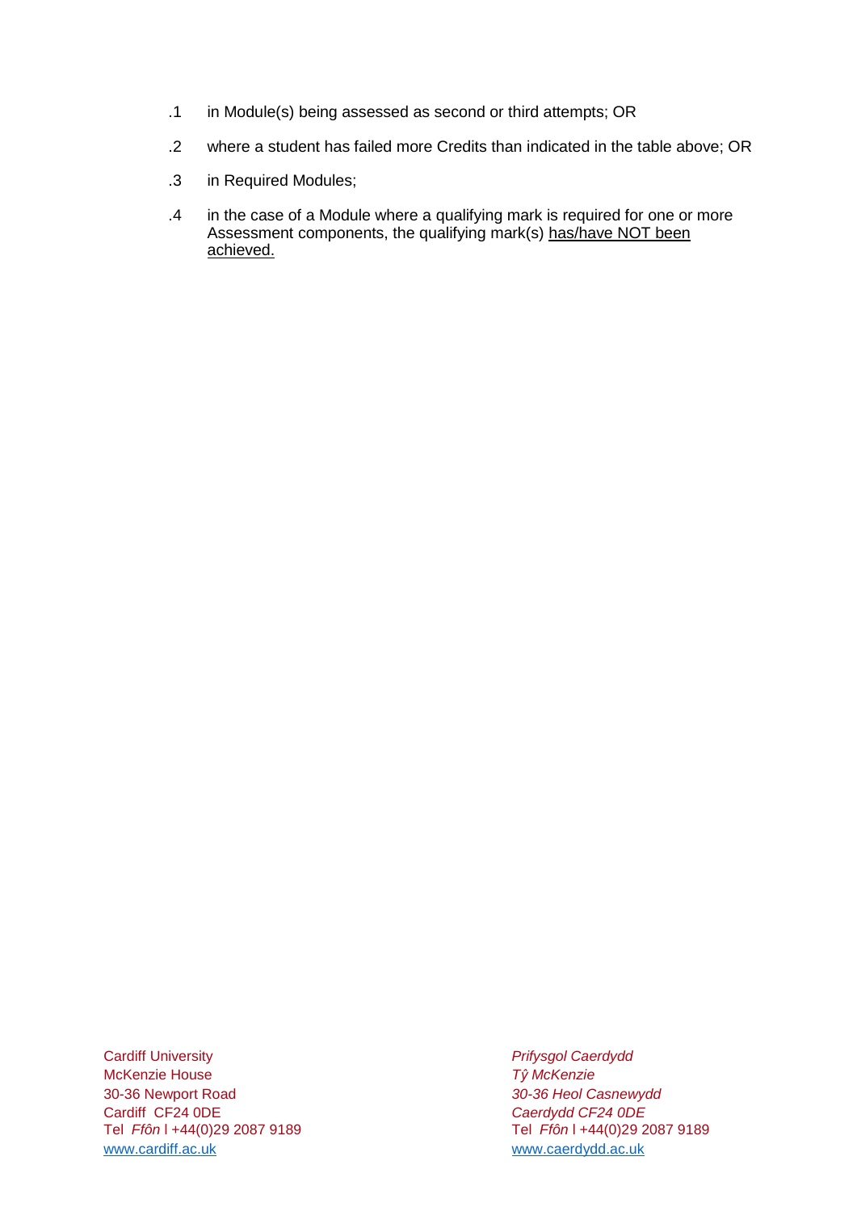.1 in Module(s) being assessed as second or third attempts; OR

.2 where a student has failed more Credits than indicated in the table above; OR

.3 in Required Modules;

.4 in the case of a Module where a qualifying mark is required for one or more Assessment components, the qualifying mark(s) has/have NOT been achieved.